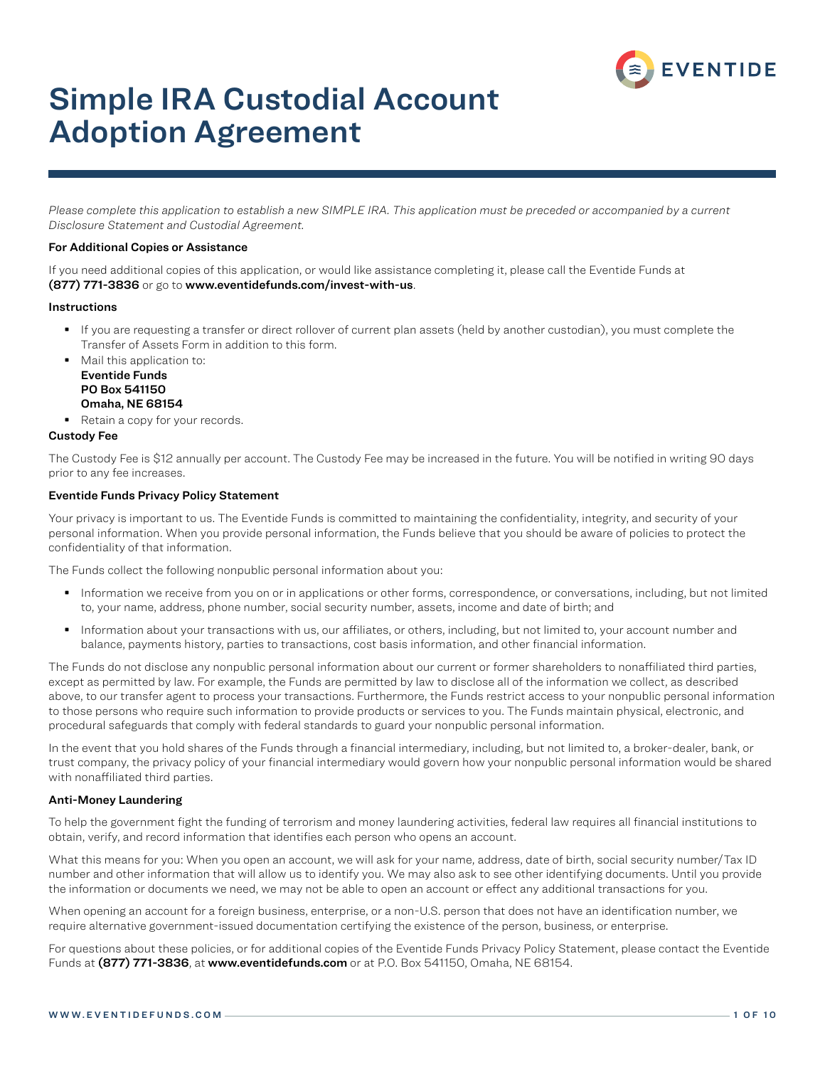# Simple IRA Custodial Account Adoption Agreement

*Please complete this application to establish a new SIMPLE IRA. This application must be preceded or accompanied by a current Disclosure Statement and Custodial Agreement.*

**For Additional Copies or Assistance**

If you need additional copies of this application, or would like assistance completing it, please call the Eventide Funds at **(877) 771-3836** or go to **www.eventidefunds.com/invest-with-us**.

**Instructions**

- If you are requesting a transfer or direct rollover of current plan assets (held by another custodian), you must complete the Transfer of Assets Form in addition to this form.
- Mail this application to:
  **Eventide Funds**
  **PO Box 541150**
  **Omaha, NE 68154**
- Retain a copy for your records.

**Custody Fee**

The Custody Fee is $12 annually per account. The Custody Fee may be increased in the future. You will be notified in writing 90 days prior to any fee increases.

**Eventide Funds Privacy Policy Statement**

Your privacy is important to us. The Eventide Funds is committed to maintaining the confidentiality, integrity, and security of your personal information. When you provide personal information, the Funds believe that you should be aware of policies to protect the confidentiality of that information.

The Funds collect the following nonpublic personal information about you:

- Information we receive from you on or in applications or other forms, correspondence, or conversations, including, but not limited to, your name, address, phone number, social security number, assets, income and date of birth; and
- Information about your transactions with us, our affiliates, or others, including, but not limited to, your account number and balance, payments history, parties to transactions, cost basis information, and other financial information.

The Funds do not disclose any nonpublic personal information about our current or former shareholders to nonaffiliated third parties, except as permitted by law. For example, the Funds are permitted by law to disclose all of the information we collect, as described above, to our transfer agent to process your transactions. Furthermore, the Funds restrict access to your nonpublic personal information to those persons who require such information to provide products or services to you. The Funds maintain physical, electronic, and procedural safeguards that comply with federal standards to guard your nonpublic personal information.

In the event that you hold shares of the Funds through a financial intermediary, including, but not limited to, a broker-dealer, bank, or trust company, the privacy policy of your financial intermediary would govern how your nonpublic personal information would be shared with nonaffiliated third parties.

**Anti-Money Laundering**

To help the government fight the funding of terrorism and money laundering activities, federal law requires all financial institutions to obtain, verify, and record information that identifies each person who opens an account.

What this means for you: When you open an account, we will ask for your name, address, date of birth, social security number/Tax ID number and other information that will allow us to identify you. We may also ask to see other identifying documents. Until you provide the information or documents we need, we may not be able to open an account or effect any additional transactions for you.

When opening an account for a foreign business, enterprise, or a non-U.S. person that does not have an identification number, we require alternative government-issued documentation certifying the existence of the person, business, or enterprise.

For questions about these policies, or for additional copies of the Eventide Funds Privacy Policy Statement, please contact the Eventide Funds at **(877) 771-3836**, at **www.eventidefunds.com** or at P.O. Box 541150, Omaha, NE 68154.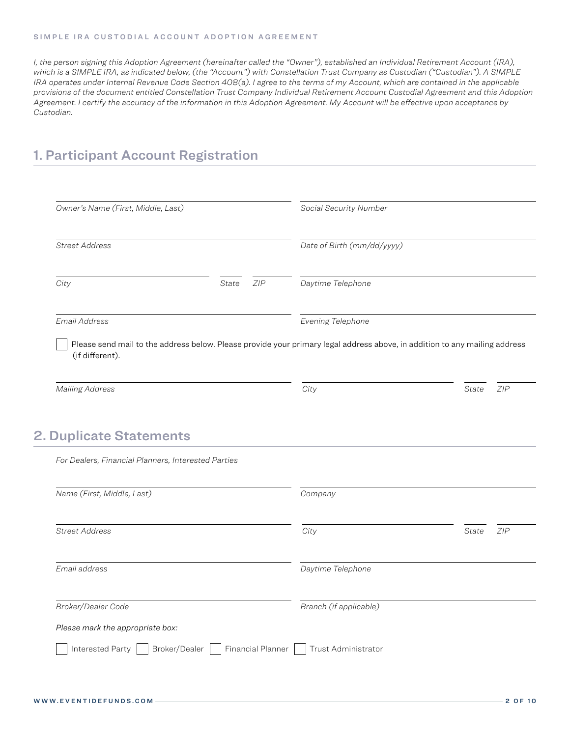SIMPLE IRA CUSTODIAL ACCOUNT ADOPTION AGREEMENT

*I, the person signing this Adoption Agreement (hereinafter called the "Owner"), established an Individual Retirement Account (IRA), which is a SIMPLE IRA, as indicated below, (the "Account") with Constellation Trust Company as Custodian ("Custodian"). A SIMPLE IRA operates under Internal Revenue Code Section 408(a). I agree to the terms of my Account, which are contained in the applicable provisions of the document entitled Constellation Trust Company Individual Retirement Account Custodial Agreement and this Adoption Agreement. I certify the accuracy of the information in this Adoption Agreement. My Account will be effective upon acceptance by Custodian.*

## 1. Participant Account Registration

*Owner's Name (First, Middle, Last)* ______________________

*Social Security Number* ______________________

*Street Address* ______________________

*Date of Birth (mm/dd/yyyy)* ______________________

*City* ______________ *State* ______ *ZIP* ______

*Daytime Telephone* ______________________

*Email Address* ______________________

*Evening Telephone* ______________________

☐ Please send mail to the address below. Please provide your primary legal address above, in addition to any mailing address (if different).

*Mailing Address* ______________________

*City* ______________ *State* ______ *ZIP* ______

## 2. Duplicate Statements

*For Dealers, Financial Planners, Interested Parties*

*Name (First, Middle, Last)* ______________________

*Company* ______________________

*Street Address* ______________________

*City* ______________ *State* ______ *ZIP* ______

*Email address* ______________________

*Daytime Telephone* ______________________

*Broker/Dealer Code* ______________________

*Branch (if applicable)* ______________________

*Please mark the appropriate box:*

☐ Interested Party ☐ Broker/Dealer ☐ Financial Planner ☐ Trust Administrator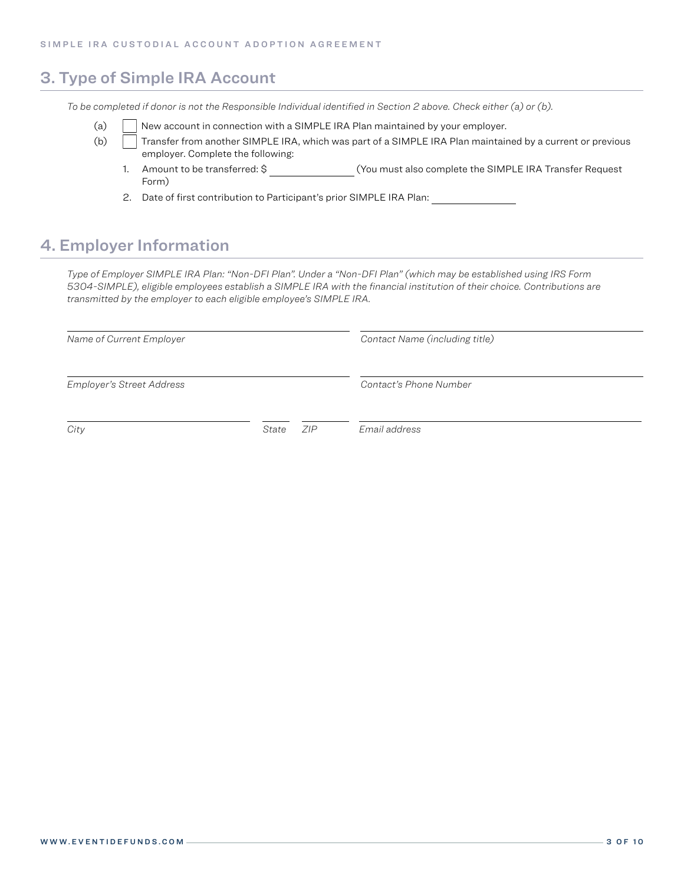## 3. Type of Simple IRA Account

*To be completed if donor is not the Responsible Individual identified in Section 2 above. Check either (a) or (b).*

(a) ☐ New account in connection with a SIMPLE IRA Plan maintained by your employer.

(b) ☐ Transfer from another SIMPLE IRA, which was part of a SIMPLE IRA Plan maintained by a current or previous employer. Complete the following:

1. Amount to be transferred: $ \_\_\_\_\_\_\_\_\_\_\_\_\_\_\_ (You must also complete the SIMPLE IRA Transfer Request Form)
2. Date of first contribution to Participant's prior SIMPLE IRA Plan: \_\_\_\_\_\_\_\_\_\_\_\_\_\_\_

## 4. Employer Information

*Type of Employer SIMPLE IRA Plan: "Non-DFI Plan". Under a "Non-DFI Plan" (which may be established using IRS Form 5304-SIMPLE), eligible employees establish a SIMPLE IRA with the financial institution of their choice. Contributions are transmitted by the employer to each eligible employee's SIMPLE IRA.*

\_\_\_\_\_\_\_\_\_\_\_\_\_\_\_\_\_\_\_\_\_\_\_\_\_\_\_\_\_\_\_\_
*Name of Current Employer*

\_\_\_\_\_\_\_\_\_\_\_\_\_\_\_\_\_\_\_\_\_\_\_\_\_\_\_\_\_\_\_\_
*Contact Name (including title)*

\_\_\_\_\_\_\_\_\_\_\_\_\_\_\_\_\_\_\_\_\_\_\_\_\_\_\_\_\_\_\_\_
*Employer's Street Address*

\_\_\_\_\_\_\_\_\_\_\_\_\_\_\_\_\_\_\_\_\_\_\_\_\_\_\_\_\_\_\_\_
*Contact's Phone Number*

\_\_\_\_\_\_\_\_\_\_\_\_\_\_\_\_\_\_\_\_ \_\_\_\_\_ \_\_\_\_\_
*City* *State* *ZIP*

\_\_\_\_\_\_\_\_\_\_\_\_\_\_\_\_\_\_\_\_\_\_\_\_\_\_\_\_\_\_\_\_
*Email address*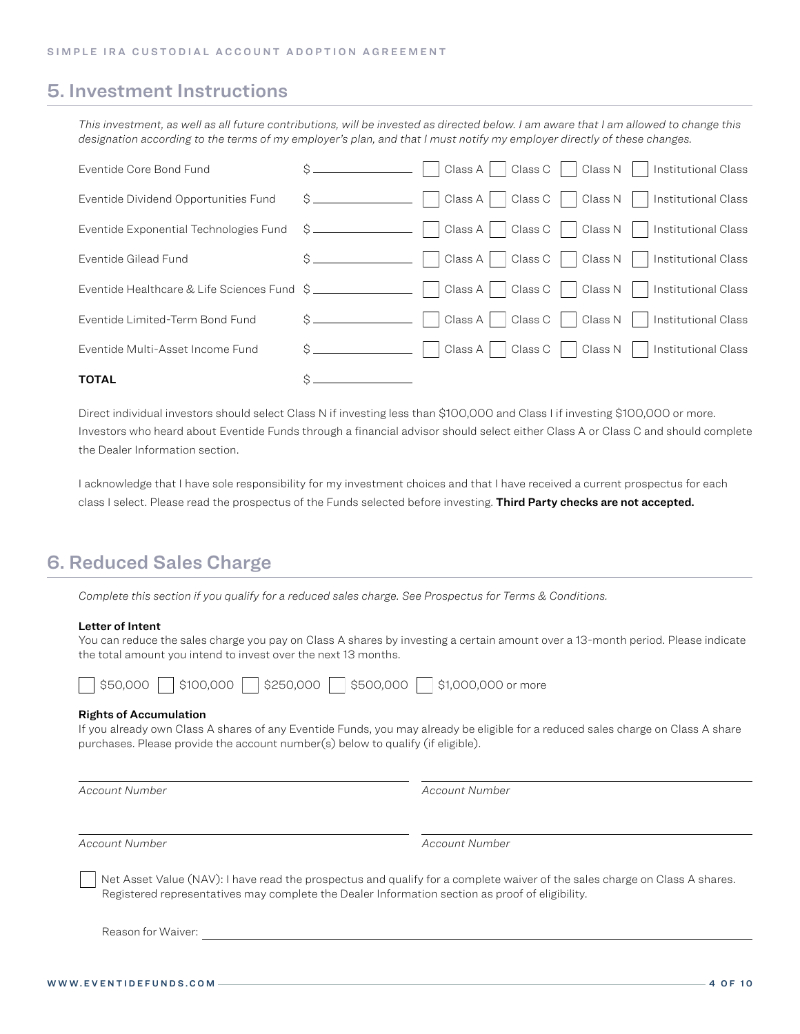## 5. Investment Instructions

*This investment, as well as all future contributions, will be invested as directed below. I am aware that I am allowed to change this designation according to the terms of my employer's plan, and that I must notify my employer directly of these changes.*

| Fund | Amount | Class |
|---|---|---|
| Eventide Core Bond Fund | $ ______ | ☐ Class A ☐ Class C ☐ Class N ☐ Institutional Class |
| Eventide Dividend Opportunities Fund | $ ______ | ☐ Class A ☐ Class C ☐ Class N ☐ Institutional Class |
| Eventide Exponential Technologies Fund | $ ______ | ☐ Class A ☐ Class C ☐ Class N ☐ Institutional Class |
| Eventide Gilead Fund | $ ______ | ☐ Class A ☐ Class C ☐ Class N ☐ Institutional Class |
| Eventide Healthcare & Life Sciences Fund | $ ______ | ☐ Class A ☐ Class C ☐ Class N ☐ Institutional Class |
| Eventide Limited-Term Bond Fund | $ ______ | ☐ Class A ☐ Class C ☐ Class N ☐ Institutional Class |
| Eventide Multi-Asset Income Fund | $ ______ | ☐ Class A ☐ Class C ☐ Class N ☐ Institutional Class |
| **TOTAL** | $ ______ | |

Direct individual investors should select Class N if investing less than $100,000 and Class I if investing $100,000 or more. Investors who heard about Eventide Funds through a financial advisor should select either Class A or Class C and should complete the Dealer Information section.

I acknowledge that I have sole responsibility for my investment choices and that I have received a current prospectus for each class I select. Please read the prospectus of the Funds selected before investing. **Third Party checks are not accepted.**

## 6. Reduced Sales Charge

*Complete this section if you qualify for a reduced sales charge. See Prospectus for Terms & Conditions.*

**Letter of Intent**

You can reduce the sales charge you pay on Class A shares by investing a certain amount over a 13-month period. Please indicate the total amount you intend to invest over the next 13 months.

☐ $50,000 ☐ $100,000 ☐ $250,000 ☐ $500,000 ☐ $1,000,000 or more

**Rights of Accumulation**

If you already own Class A shares of any Eventide Funds, you may already be eligible for a reduced sales charge on Class A share purchases. Please provide the account number(s) below to qualify (if eligible).

______________________ *Account Number*

______________________ *Account Number*

______________________ *Account Number*

______________________ *Account Number*

☐ Net Asset Value (NAV): I have read the prospectus and qualify for a complete waiver of the sales charge on Class A shares. Registered representatives may complete the Dealer Information section as proof of eligibility.

Reason for Waiver: ______________________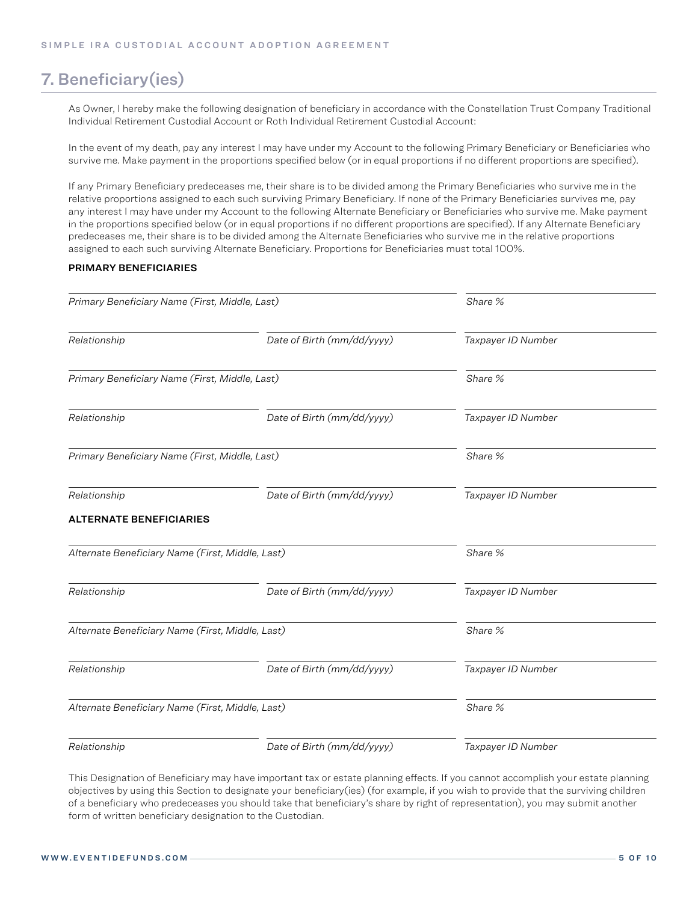## 7. Beneficiary(ies)

As Owner, I hereby make the following designation of beneficiary in accordance with the Constellation Trust Company Traditional Individual Retirement Custodial Account or Roth Individual Retirement Custodial Account:

In the event of my death, pay any interest I may have under my Account to the following Primary Beneficiary or Beneficiaries who survive me. Make payment in the proportions specified below (or in equal proportions if no different proportions are specified).

If any Primary Beneficiary predeceases me, their share is to be divided among the Primary Beneficiaries who survive me in the relative proportions assigned to each such surviving Primary Beneficiary. If none of the Primary Beneficiaries survives me, pay any interest I may have under my Account to the following Alternate Beneficiary or Beneficiaries who survive me. Make payment in the proportions specified below (or in equal proportions if no different proportions are specified). If any Alternate Beneficiary predeceases me, their share is to be divided among the Alternate Beneficiaries who survive me in the relative proportions assigned to each such surviving Alternate Beneficiary. Proportions for Beneficiaries must total 100%.

**PRIMARY BENEFICIARIES**

| *Primary Beneficiary Name (First, Middle, Last)* | | *Share %* |
|---|---|---|
| *Relationship* | *Date of Birth (mm/dd/yyyy)* | *Taxpayer ID Number* |
| *Primary Beneficiary Name (First, Middle, Last)* | | *Share %* |
| *Relationship* | *Date of Birth (mm/dd/yyyy)* | *Taxpayer ID Number* |
| *Primary Beneficiary Name (First, Middle, Last)* | | *Share %* |
| *Relationship* | *Date of Birth (mm/dd/yyyy)* | *Taxpayer ID Number* |

**ALTERNATE BENEFICIARIES**

| *Alternate Beneficiary Name (First, Middle, Last)* | | *Share %* |
|---|---|---|
| *Relationship* | *Date of Birth (mm/dd/yyyy)* | *Taxpayer ID Number* |
| *Alternate Beneficiary Name (First, Middle, Last)* | | *Share %* |
| *Relationship* | *Date of Birth (mm/dd/yyyy)* | *Taxpayer ID Number* |
| *Alternate Beneficiary Name (First, Middle, Last)* | | *Share %* |
| *Relationship* | *Date of Birth (mm/dd/yyyy)* | *Taxpayer ID Number* |

This Designation of Beneficiary may have important tax or estate planning effects. If you cannot accomplish your estate planning objectives by using this Section to designate your beneficiary(ies) (for example, if you wish to provide that the surviving children of a beneficiary who predeceases you should take that beneficiary's share by right of representation), you may submit another form of written beneficiary designation to the Custodian.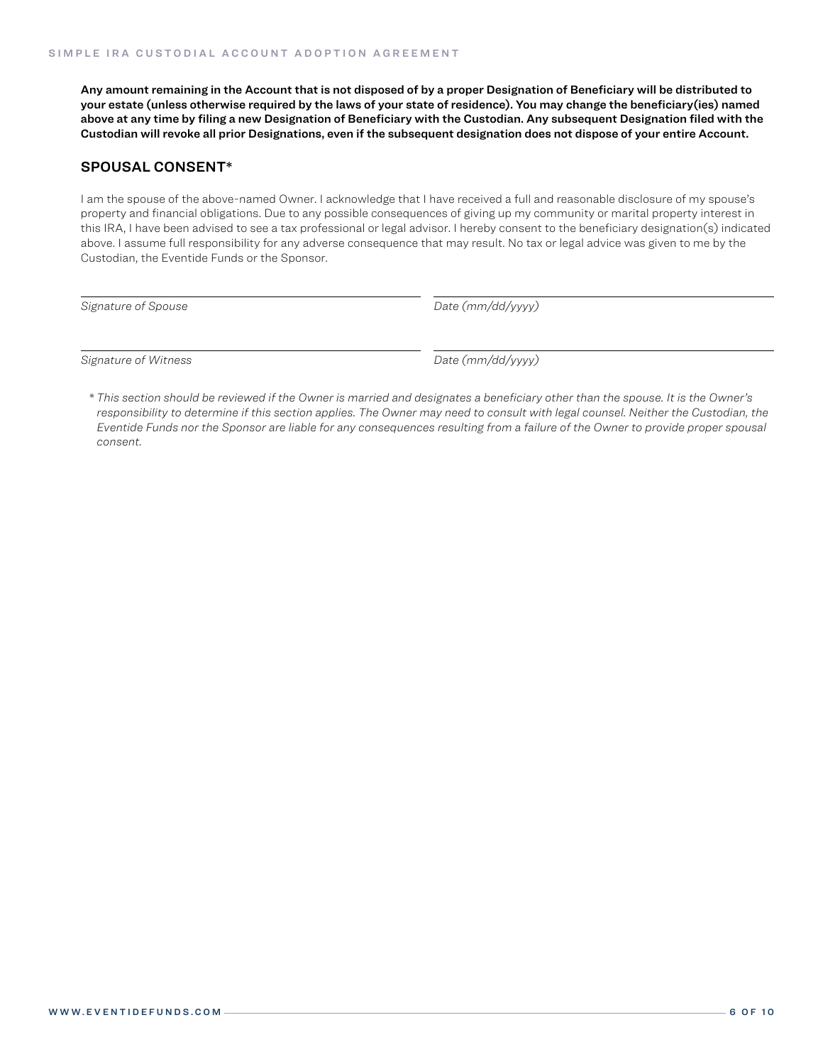**Any amount remaining in the Account that is not disposed of by a proper Designation of Beneficiary will be distributed to your estate (unless otherwise required by the laws of your state of residence). You may change the beneficiary(ies) named above at any time by filing a new Designation of Beneficiary with the Custodian. Any subsequent Designation filed with the Custodian will revoke all prior Designations, even if the subsequent designation does not dispose of your entire Account.**

## SPOUSAL CONSENT*

I am the spouse of the above-named Owner. I acknowledge that I have received a full and reasonable disclosure of my spouse's property and financial obligations. Due to any possible consequences of giving up my community or marital property interest in this IRA, I have been advised to see a tax professional or legal advisor. I hereby consent to the beneficiary designation(s) indicated above. I assume full responsibility for any adverse consequence that may result. No tax or legal advice was given to me by the Custodian, the Eventide Funds or the Sponsor.

| | |
|---|---|
| *Signature of Spouse* | *Date (mm/dd/yyyy)* |
| *Signature of Witness* | *Date (mm/dd/yyyy)* |

*\* This section should be reviewed if the Owner is married and designates a beneficiary other than the spouse. It is the Owner's responsibility to determine if this section applies. The Owner may need to consult with legal counsel. Neither the Custodian, the Eventide Funds nor the Sponsor are liable for any consequences resulting from a failure of the Owner to provide proper spousal consent.*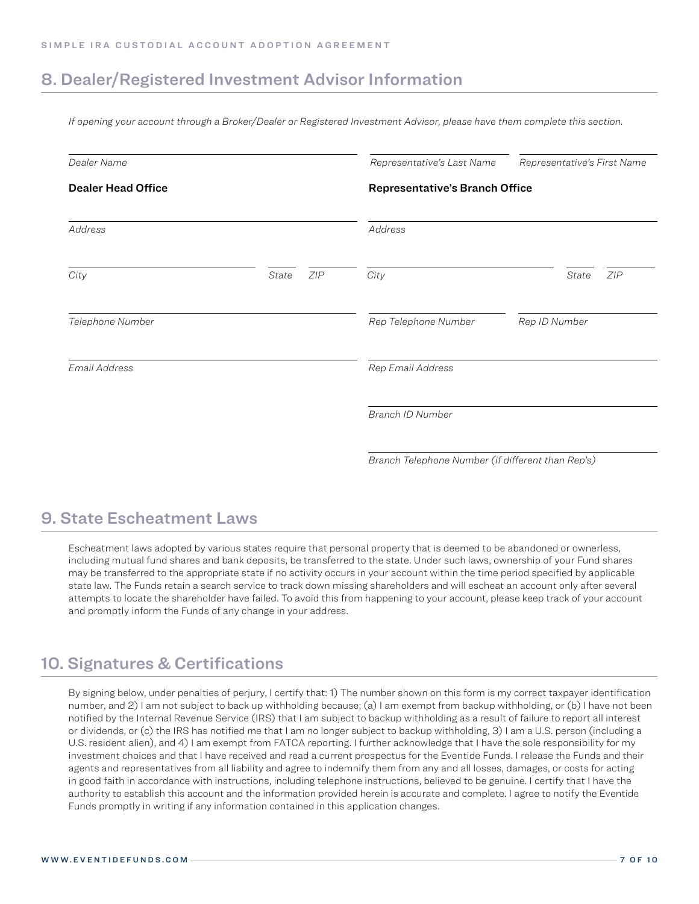## 8. Dealer/Registered Investment Advisor Information

*If opening your account through a Broker/Dealer or Registered Investment Advisor, please have them complete this section.*

*Dealer Name*

*Representative's Last Name* *Representative's First Name*

**Dealer Head Office**

*Address*

*City* *State* *ZIP*

*Telephone Number*

*Email Address*

**Representative's Branch Office**

*Address*

*City* *State* *ZIP*

*Rep Telephone Number* *Rep ID Number*

*Rep Email Address*

*Branch ID Number*

*Branch Telephone Number (if different than Rep's)*

## 9. State Escheatment Laws

Escheatment laws adopted by various states require that personal property that is deemed to be abandoned or ownerless, including mutual fund shares and bank deposits, be transferred to the state. Under such laws, ownership of your Fund shares may be transferred to the appropriate state if no activity occurs in your account within the time period specified by applicable state law. The Funds retain a search service to track down missing shareholders and will escheat an account only after several attempts to locate the shareholder have failed. To avoid this from happening to your account, please keep track of your account and promptly inform the Funds of any change in your address.

## 10. Signatures & Certifications

By signing below, under penalties of perjury, I certify that: 1) The number shown on this form is my correct taxpayer identification number, and 2) I am not subject to back up withholding because; (a) I am exempt from backup withholding, or (b) I have not been notified by the Internal Revenue Service (IRS) that I am subject to backup withholding as a result of failure to report all interest or dividends, or (c) the IRS has notified me that I am no longer subject to backup withholding, 3) I am a U.S. person (including a U.S. resident alien), and 4) I am exempt from FATCA reporting. I further acknowledge that I have the sole responsibility for my investment choices and that I have received and read a current prospectus for the Eventide Funds. I release the Funds and their agents and representatives from all liability and agree to indemnify them from any and all losses, damages, or costs for acting in good faith in accordance with instructions, including telephone instructions, believed to be genuine. I certify that I have the authority to establish this account and the information provided herein is accurate and complete. I agree to notify the Eventide Funds promptly in writing if any information contained in this application changes.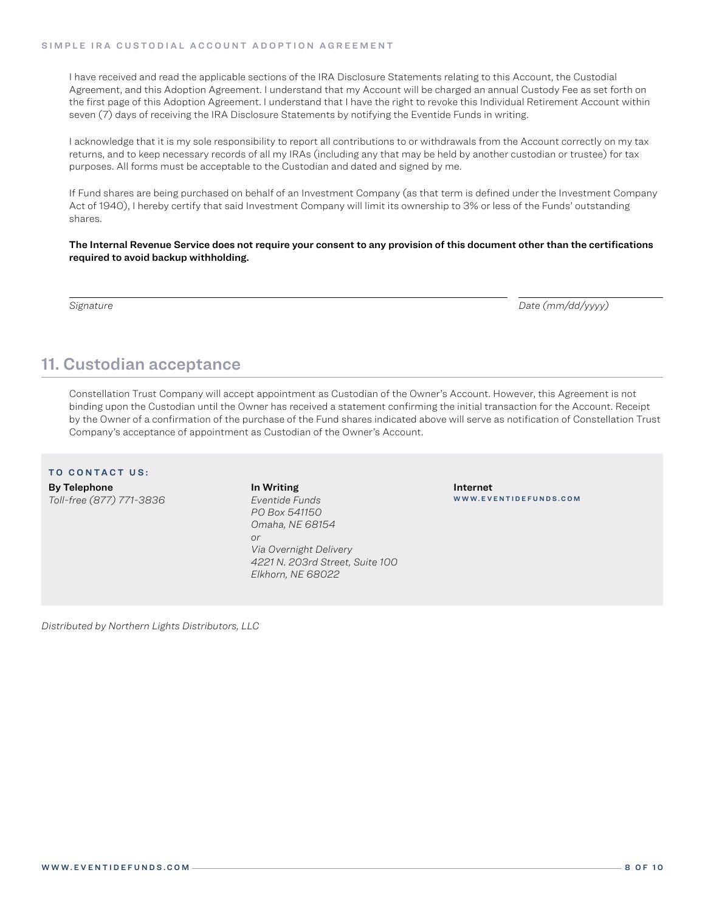I have received and read the applicable sections of the IRA Disclosure Statements relating to this Account, the Custodial Agreement, and this Adoption Agreement. I understand that my Account will be charged an annual Custody Fee as set forth on the first page of this Adoption Agreement. I understand that I have the right to revoke this Individual Retirement Account within seven (7) days of receiving the IRA Disclosure Statements by notifying the Eventide Funds in writing.

I acknowledge that it is my sole responsibility to report all contributions to or withdrawals from the Account correctly on my tax returns, and to keep necessary records of all my IRAs (including any that may be held by another custodian or trustee) for tax purposes. All forms must be acceptable to the Custodian and dated and signed by me.

If Fund shares are being purchased on behalf of an Investment Company (as that term is defined under the Investment Company Act of 1940), I hereby certify that said Investment Company will limit its ownership to 3% or less of the Funds' outstanding shares.

**The Internal Revenue Service does not require your consent to any provision of this document other than the certifications required to avoid backup withholding.**

_______________________________________________ ____________________

*Signature* *Date (mm/dd/yyyy)*

## 11. Custodian acceptance

Constellation Trust Company will accept appointment as Custodian of the Owner's Account. However, this Agreement is not binding upon the Custodian until the Owner has received a statement confirming the initial transaction for the Account. Receipt by the Owner of a confirmation of the purchase of the Fund shares indicated above will serve as notification of Constellation Trust Company's acceptance of appointment as Custodian of the Owner's Account.

**TO CONTACT US:**

**By Telephone**
*Toll-free (877) 771-3836*

**In Writing**
*Eventide Funds*
*PO Box 541150*
*Omaha, NE 68154*
*or*
*Via Overnight Delivery*
*4221 N. 203rd Street, Suite 100*
*Elkhorn, NE 68022*

**Internet**
WWW.EVENTIDEFUNDS.COM

*Distributed by Northern Lights Distributors, LLC*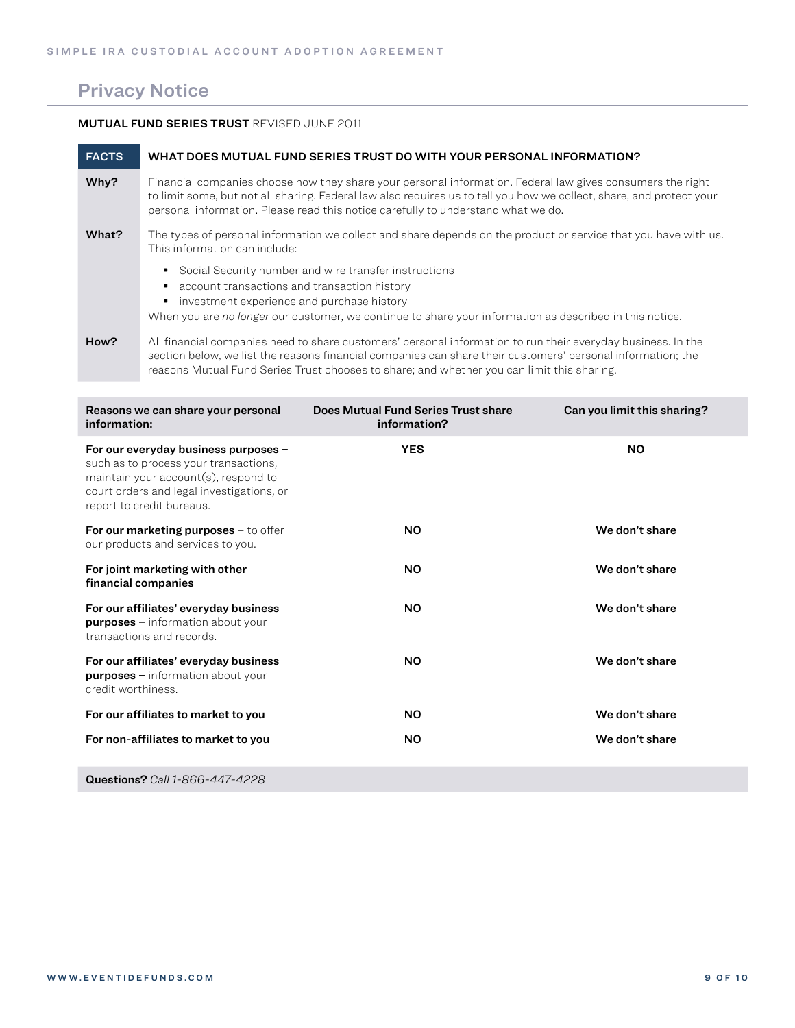# Privacy Notice

**MUTUAL FUND SERIES TRUST** REVISED JUNE 2011

| FACTS | WHAT DOES MUTUAL FUND SERIES TRUST DO WITH YOUR PERSONAL INFORMATION? |
|---|---|
| **Why?** | Financial companies choose how they share your personal information. Federal law gives consumers the right to limit some, but not all sharing. Federal law also requires us to tell you how we collect, share, and protect your personal information. Please read this notice carefully to understand what we do. |
| **What?** | The types of personal information we collect and share depends on the product or service that you have with us. This information can include:<br>▪ Social Security number and wire transfer instructions<br>▪ account transactions and transaction history<br>▪ investment experience and purchase history<br>When you are *no longer* our customer, we continue to share your information as described in this notice. |
| **How?** | All financial companies need to share customers' personal information to run their everyday business. In the section below, we list the reasons financial companies can share their customers' personal information; the reasons Mutual Fund Series Trust chooses to share; and whether you can limit this sharing. |

| Reasons we can share your personal information: | Does Mutual Fund Series Trust share information? | Can you limit this sharing? |
|---|---|---|
| **For our everyday business purposes –** such as to process your transactions, maintain your account(s), respond to court orders and legal investigations, or report to credit bureaus. | **YES** | **NO** |
| **For our marketing purposes –** to offer our products and services to you. | **NO** | **We don't share** |
| **For joint marketing with other financial companies** | **NO** | **We don't share** |
| **For our affiliates' everyday business purposes –** information about your transactions and records. | **NO** | **We don't share** |
| **For our affiliates' everyday business purposes –** information about your credit worthiness. | **NO** | **We don't share** |
| **For our affiliates to market to you** | **NO** | **We don't share** |
| **For non-affiliates to market to you** | **NO** | **We don't share** |

**Questions?** *Call 1-866-447-4228*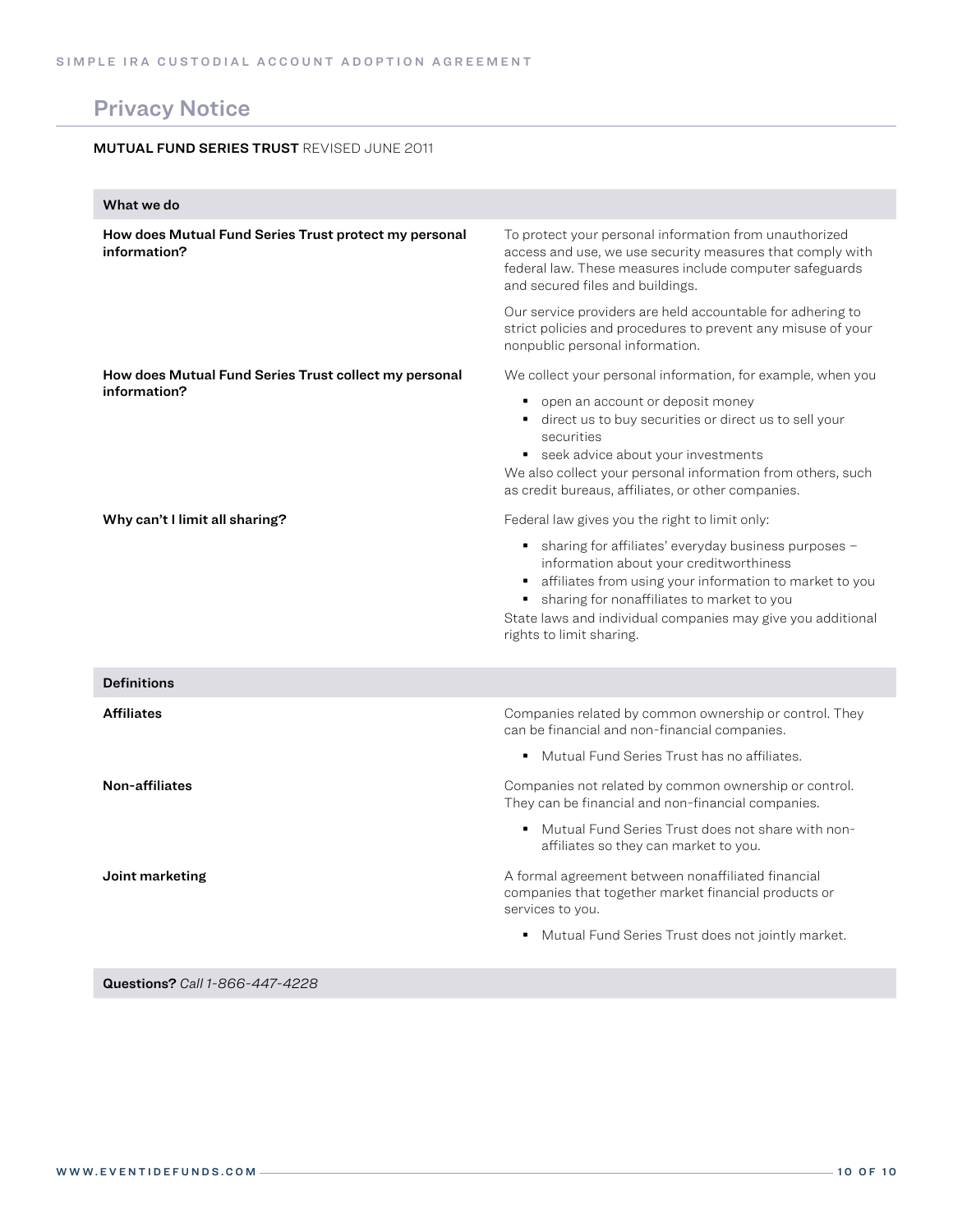## Privacy Notice

**MUTUAL FUND SERIES TRUST** REVISED JUNE 2011

| **What we do** | |
|---|---|
| **How does Mutual Fund Series Trust protect my personal information?** | To protect your personal information from unauthorized access and use, we use security measures that comply with federal law. These measures include computer safeguards and secured files and buildings.<br><br>Our service providers are held accountable for adhering to strict policies and procedures to prevent any misuse of your nonpublic personal information. |
| **How does Mutual Fund Series Trust collect my personal information?** | We collect your personal information, for example, when you<br>▪ open an account or deposit money<br>▪ direct us to buy securities or direct us to sell your securities<br>▪ seek advice about your investments<br>We also collect your personal information from others, such as credit bureaus, affiliates, or other companies. |
| **Why can't I limit all sharing?** | Federal law gives you the right to limit only:<br>▪ sharing for affiliates' everyday business purposes – information about your creditworthiness<br>▪ affiliates from using your information to market to you<br>▪ sharing for nonaffiliates to market to you<br>State laws and individual companies may give you additional rights to limit sharing. |

| **Definitions** | |
|---|---|
| **Affiliates** | Companies related by common ownership or control. They can be financial and non-financial companies.<br>▪ Mutual Fund Series Trust has no affiliates. |
| **Non-affiliates** | Companies not related by common ownership or control. They can be financial and non-financial companies.<br>▪ Mutual Fund Series Trust does not share with non-affiliates so they can market to you. |
| **Joint marketing** | A formal agreement between nonaffiliated financial companies that together market financial products or services to you.<br>▪ Mutual Fund Series Trust does not jointly market. |

**Questions?** *Call 1-866-447-4228*